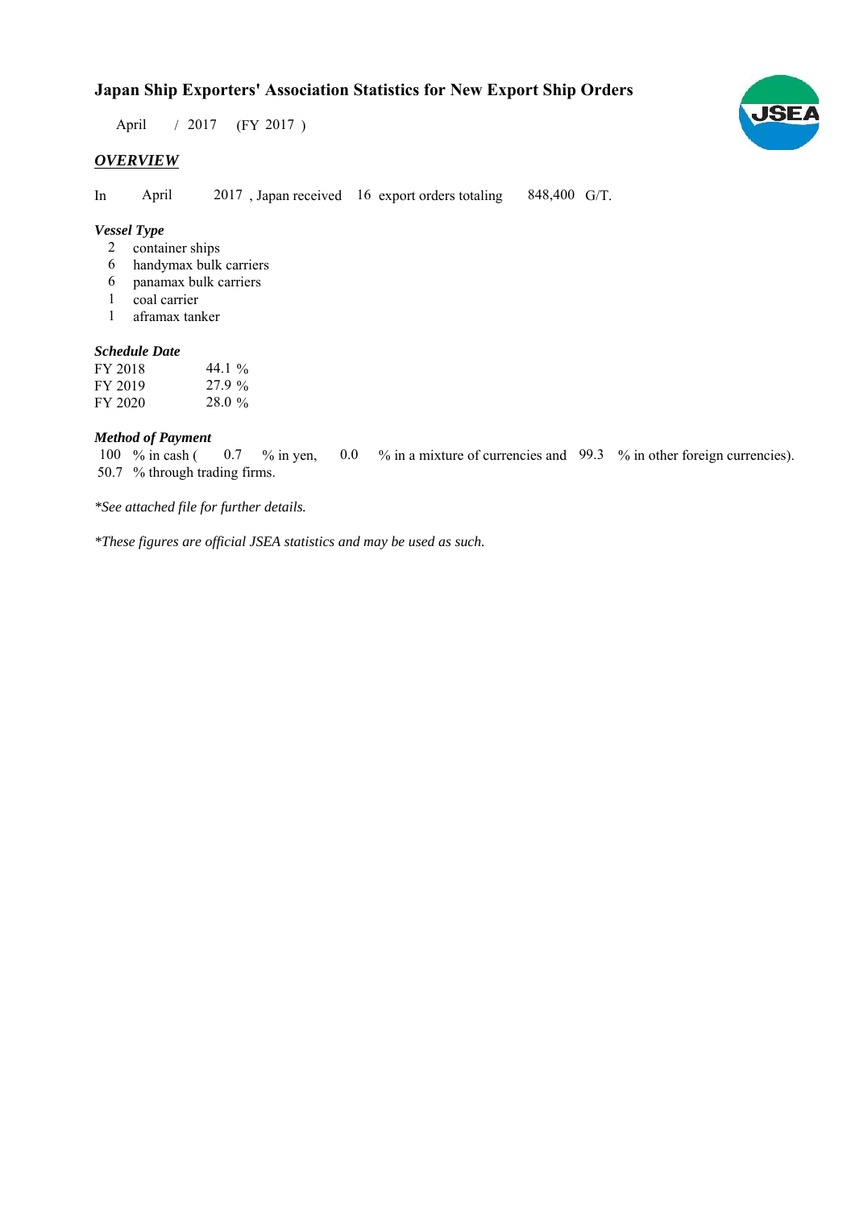# Japan Ship Exporters' Association Statistics for New Export Ship Orders

April / 2017 (FY 2017 )

## *OVERVIEW*

In April 2017 , Japan received 16 export orders totaling 848,400 G/T.

### *Vessel Type*

2 container ships
6 handymax bulk carriers
6 panamax bulk carriers
1 coal carrier
1 aframax tanker

### *Schedule Date*

| | |
|---|---|
| FY 2018 | 44.1 % |
| FY 2019 | 27.9 % |
| FY 2020 | 28.0 % |

### *Method of Payment*

100 % in cash ( 0.7 % in yen, 0.0 % in a mixture of currencies and 99.3 % in other foreign currencies).
50.7 % through trading firms.

*\*See attached file for further details.*

*\*These figures are official JSEA statistics and may be used as such.*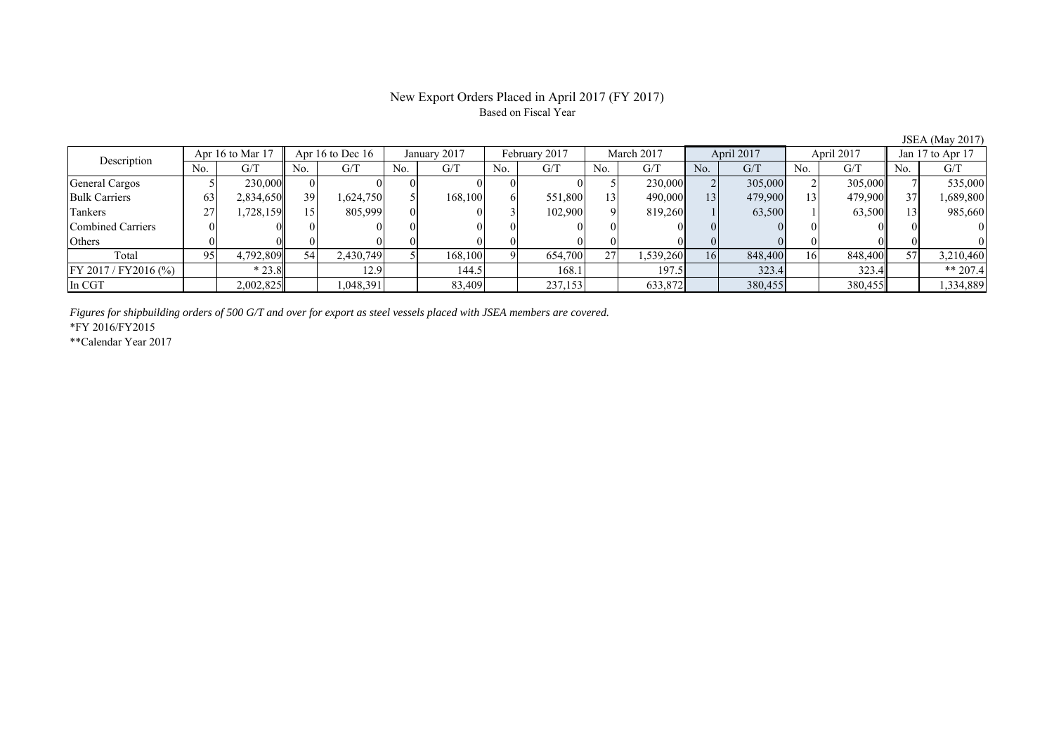# New Export Orders Placed in April 2017 (FY 2017)

Based on Fiscal Year

JSEA (May 2017)

| Description | Apr 16 to Mar 17 | | Apr 16 to Dec 16 | | January 2017 | | February 2017 | | March 2017 | | April 2017 | | April 2017 | | Jan 17 to Apr 17 | |
|---|---|---|---|---|---|---|---|---|---|---|---|---|---|---|---|---|
| | No. | G/T | No. | G/T | No. | G/T | No. | G/T | No. | G/T | No. | G/T | No. | G/T | No. | G/T |
| General Cargos | 5 | 230,000 | 0 | 0 | 0 | 0 | 0 | 0 | 5 | 230,000 | 2 | 305,000 | 2 | 305,000 | 7 | 535,000 |
| Bulk Carriers | 63 | 2,834,650 | 39 | 1,624,750 | 5 | 168,100 | 6 | 551,800 | 13 | 490,000 | 13 | 479,900 | 13 | 479,900 | 37 | 1,689,800 |
| Tankers | 27 | 1,728,159 | 15 | 805,999 | 0 | 0 | 3 | 102,900 | 9 | 819,260 | 1 | 63,500 | 1 | 63,500 | 13 | 985,660 |
| Combined Carriers | 0 | 0 | 0 | 0 | 0 | 0 | 0 | 0 | 0 | 0 | 0 | 0 | 0 | 0 | 0 | 0 |
| Others | 0 | 0 | 0 | 0 | 0 | 0 | 0 | 0 | 0 | 0 | 0 | 0 | 0 | 0 | 0 | 0 |
| Total | 95 | 4,792,809 | 54 | 2,430,749 | 5 | 168,100 | 9 | 654,700 | 27 | 1,539,260 | 16 | 848,400 | 16 | 848,400 | 57 | 3,210,460 |
| FY 2017 / FY2016 (%) | | * 23.8 | | 12.9 | | 144.5 | | 168.1 | | 197.5 | | 323.4 | | 323.4 | | ** 207.4 |
| In CGT | | 2,002,825 | | 1,048,391 | | 83,409 | | 237,153 | | 633,872 | | 380,455 | | 380,455 | | 1,334,889 |

*Figures for shipbuilding orders of 500 G/T and over for export as steel vessels placed with JSEA members are covered.*

*FY 2016/FY2015

**Calendar Year 2017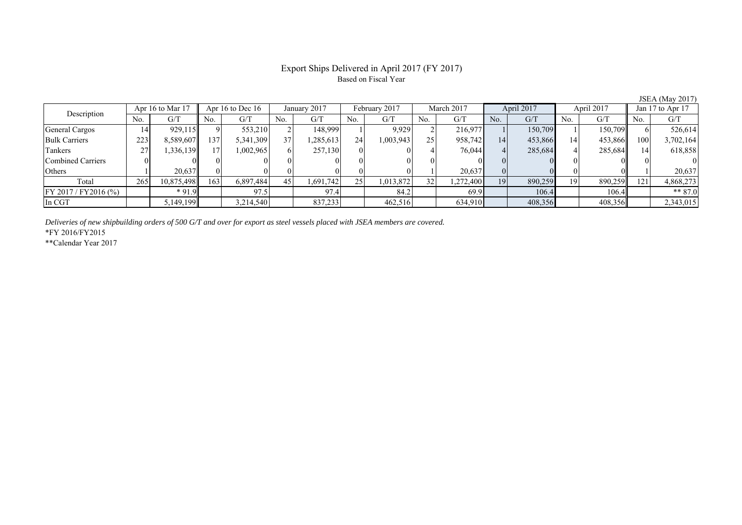# Export Ships Delivered in April 2017 (FY 2017)

Based on Fiscal Year

JSEA (May 2017)

| Description | Apr 16 to Mar 17 | | Apr 16 to Dec 16 | | January 2017 | | February 2017 | | March 2017 | | April 2017 | | April 2017 | | Jan 17 to Apr 17 | |
|---|---|---|---|---|---|---|---|---|---|---|---|---|---|---|---|---|
| | No. | G/T | No. | G/T | No. | G/T | No. | G/T | No. | G/T | No. | G/T | No. | G/T | No. | G/T |
| General Cargos | 14 | 929,115 | 9 | 553,210 | 2 | 148,999 | 1 | 9,929 | 2 | 216,977 | 1 | 150,709 | 1 | 150,709 | 6 | 526,614 |
| Bulk Carriers | 223 | 8,589,607 | 137 | 5,341,309 | 37 | 1,285,613 | 24 | 1,003,943 | 25 | 958,742 | 14 | 453,866 | 14 | 453,866 | 100 | 3,702,164 |
| Tankers | 27 | 1,336,139 | 17 | 1,002,965 | 6 | 257,130 | 0 | 0 | 4 | 76,044 | 4 | 285,684 | 4 | 285,684 | 14 | 618,858 |
| Combined Carriers | 0 | 0 | 0 | 0 | 0 | 0 | 0 | 0 | 0 | 0 | 0 | 0 | 0 | 0 | 0 | 0 |
| Others | 1 | 20,637 | 0 | 0 | 0 | 0 | 0 | 0 | 1 | 20,637 | 0 | 0 | 0 | 0 | 1 | 20,637 |
| Total | 265 | 10,875,498 | 163 | 6,897,484 | 45 | 1,691,742 | 25 | 1,013,872 | 32 | 1,272,400 | 19 | 890,259 | 19 | 890,259 | 121 | 4,868,273 |
| FY 2017 / FY2016 (%) | | * 91.9 | | 97.5 | | 97.4 | | 84.2 | | 69.9 | | 106.4 | | 106.4 | | ** 87.0 |
| In CGT | | 5,149,199 | | 3,214,540 | | 837,233 | | 462,516 | | 634,910 | | 408,356 | | 408,356 | | 2,343,015 |

*Deliveries of new shipbuilding orders of 500 G/T and over for export as steel vessels placed with JSEA members are covered.*

*FY 2016/FY2015

**Calendar Year 2017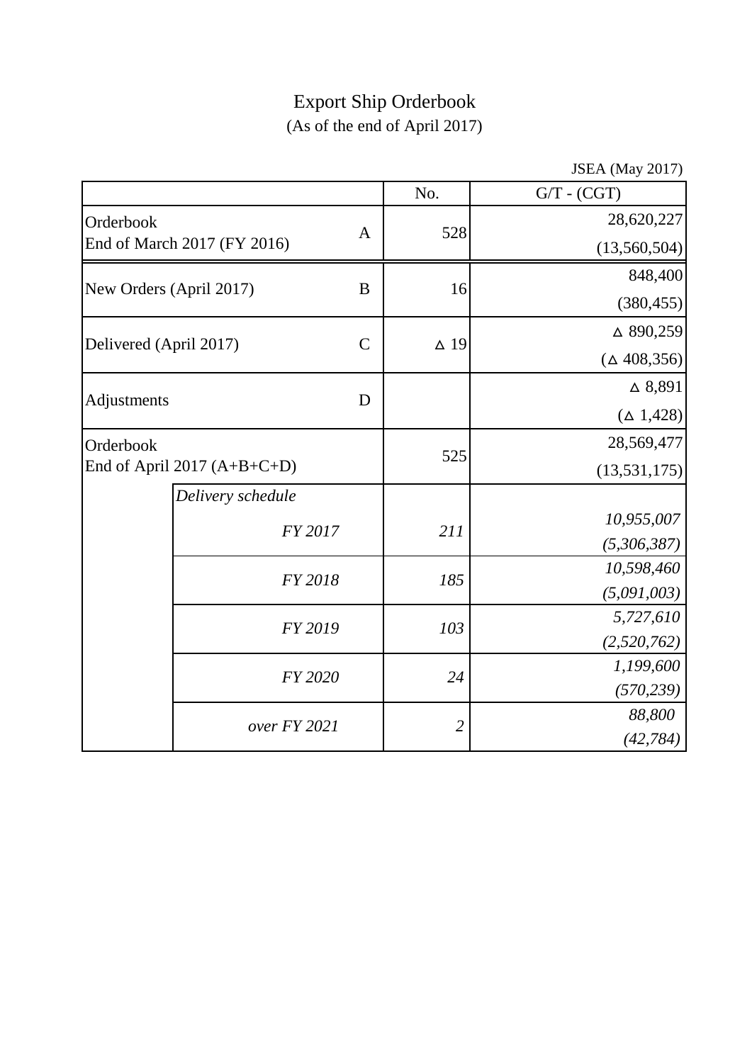# Export Ship Orderbook

(As of the end of April 2017)

JSEA (May 2017)

| | | | No. | G/T - (CGT) |
|---|---|---|---|---|
| Orderbook<br>End of March 2017 (FY 2016) | | A | 528 | 28,620,227<br>(13,560,504) |
| New Orders (April 2017) | | B | 16 | 848,400<br>(380,455) |
| Delivered (April 2017) | | C | ∆ 19 | ∆ 890,259<br>(∆ 408,356) |
| Adjustments | | D | | ∆ 8,891<br>(∆ 1,428) |
| Orderbook<br>End of April 2017 (A+B+C+D) | | | 525 | 28,569,477<br>(13,531,175) |
| | *Delivery schedule* | | | |
| | *FY 2017* | | *211* | *10,955,007*<br>*(5,306,387)* |
| | *FY 2018* | | *185* | *10,598,460*<br>*(5,091,003)* |
| | *FY 2019* | | *103* | *5,727,610*<br>*(2,520,762)* |
| | *FY 2020* | | *24* | *1,199,600*<br>*(570,239)* |
| | *over FY 2021* | | *2* | *88,800*<br>*(42,784)* |